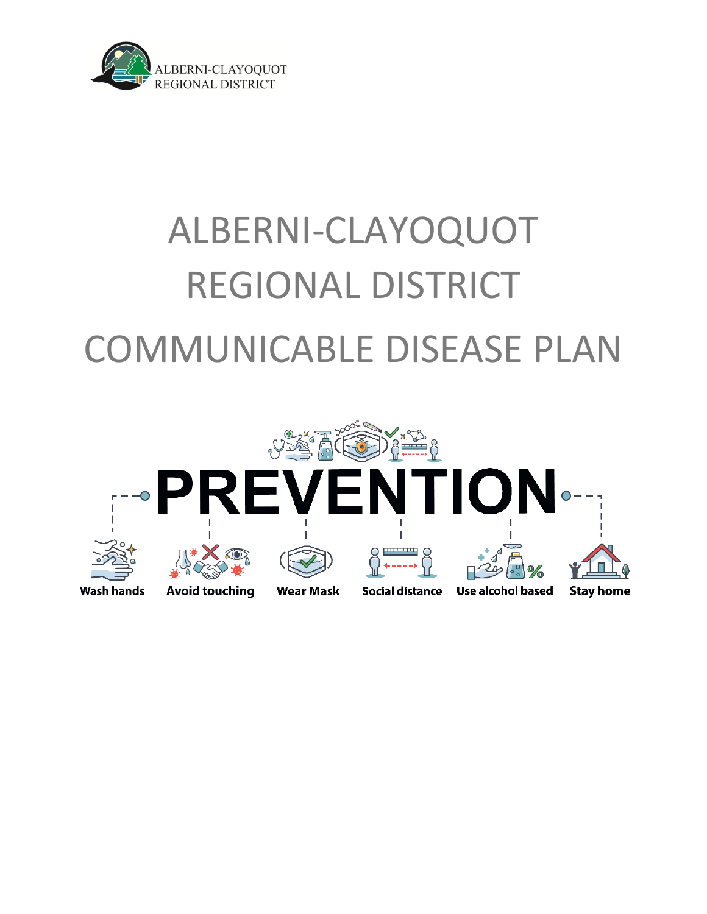ALBERNI-CLAYOQUOT REGIONAL DISTRICT

# ALBERNI-CLAYOQUOT REGIONAL DISTRICT COMMUNICABLE DISEASE PLAN

**PREVENTION**

Wash hands | Avoid touching | Wear Mask | Social distance | Use alcohol based | Stay home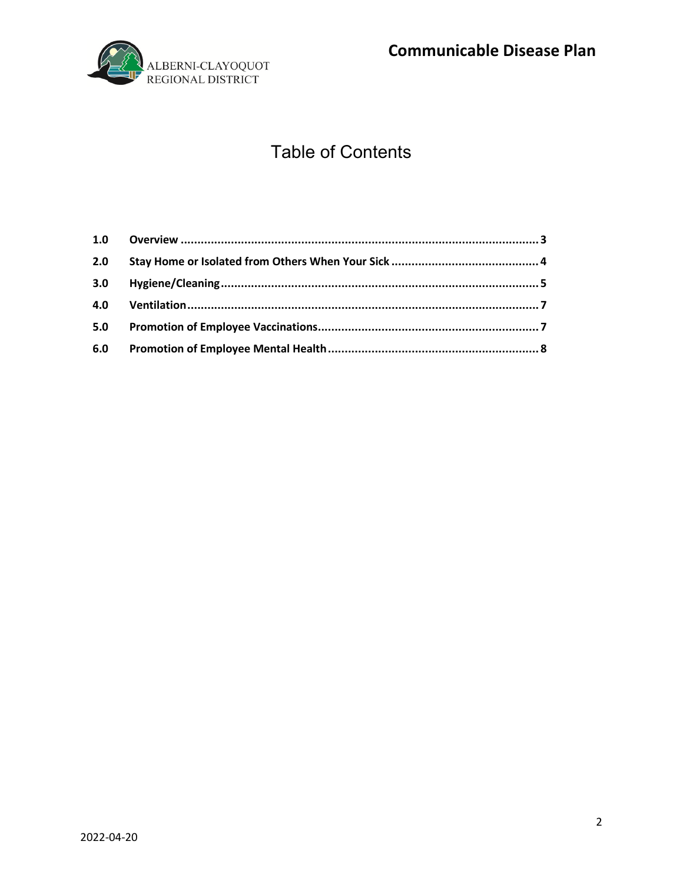# Table of Contents

| | | |
|---|---|---|
| **1.0** | **Overview** | **3** |
| **2.0** | **Stay Home or Isolated from Others When Your Sick** | **4** |
| **3.0** | **Hygiene/Cleaning** | **5** |
| **4.0** | **Ventilation** | **7** |
| **5.0** | **Promotion of Employee Vaccinations** | **7** |
| **6.0** | **Promotion of Employee Mental Health** | **8** |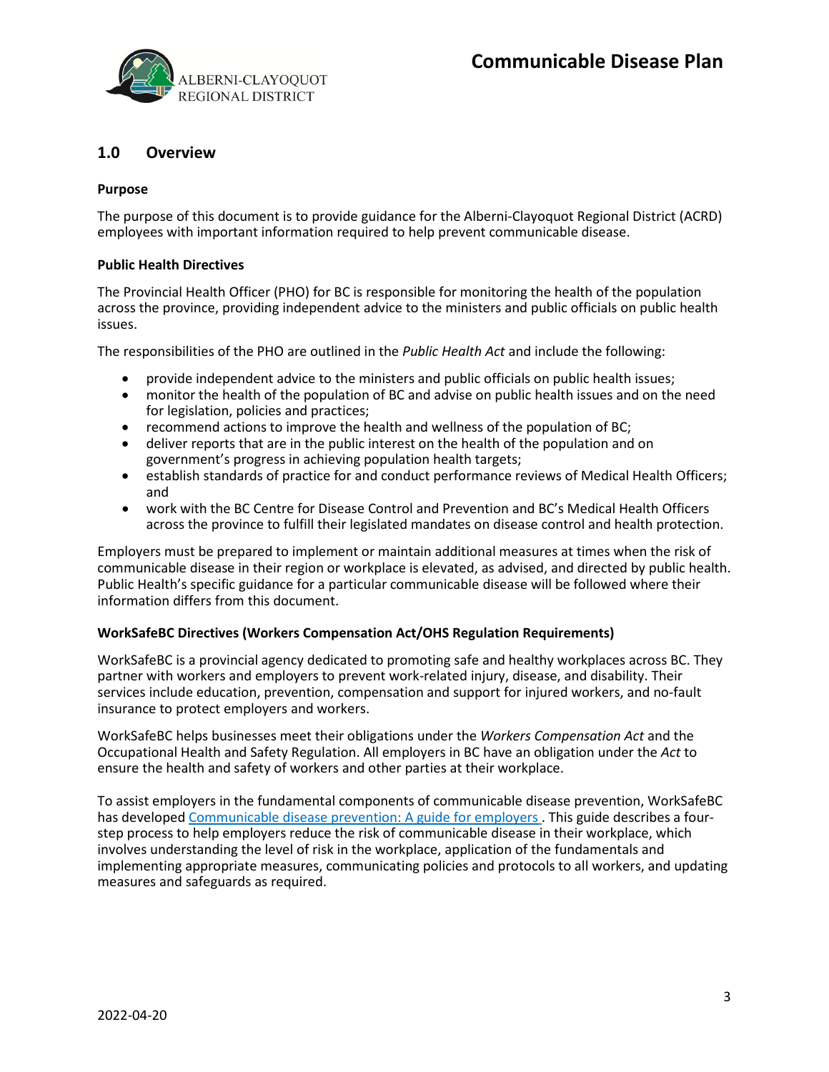## 1.0 Overview

**Purpose**

The purpose of this document is to provide guidance for the Alberni-Clayoquot Regional District (ACRD) employees with important information required to help prevent communicable disease.

**Public Health Directives**

The Provincial Health Officer (PHO) for BC is responsible for monitoring the health of the population across the province, providing independent advice to the ministers and public officials on public health issues.

The responsibilities of the PHO are outlined in the *Public Health Act* and include the following:

- provide independent advice to the ministers and public officials on public health issues;
- monitor the health of the population of BC and advise on public health issues and on the need for legislation, policies and practices;
- recommend actions to improve the health and wellness of the population of BC;
- deliver reports that are in the public interest on the health of the population and on government's progress in achieving population health targets;
- establish standards of practice for and conduct performance reviews of Medical Health Officers; and
- work with the BC Centre for Disease Control and Prevention and BC's Medical Health Officers across the province to fulfill their legislated mandates on disease control and health protection.

Employers must be prepared to implement or maintain additional measures at times when the risk of communicable disease in their region or workplace is elevated, as advised, and directed by public health. Public Health's specific guidance for a particular communicable disease will be followed where their information differs from this document.

**WorkSafeBC Directives (Workers Compensation Act/OHS Regulation Requirements)**

WorkSafeBC is a provincial agency dedicated to promoting safe and healthy workplaces across BC. They partner with workers and employers to prevent work-related injury, disease, and disability. Their services include education, prevention, compensation and support for injured workers, and no-fault insurance to protect employers and workers.

WorkSafeBC helps businesses meet their obligations under the *Workers Compensation Act* and the Occupational Health and Safety Regulation. All employers in BC have an obligation under the *Act* to ensure the health and safety of workers and other parties at their workplace.

To assist employers in the fundamental components of communicable disease prevention, WorkSafeBC has developed Communicable disease prevention: A guide for employers. This guide describes a four-step process to help employers reduce the risk of communicable disease in their workplace, which involves understanding the level of risk in the workplace, application of the fundamentals and implementing appropriate measures, communicating policies and protocols to all workers, and updating measures and safeguards as required.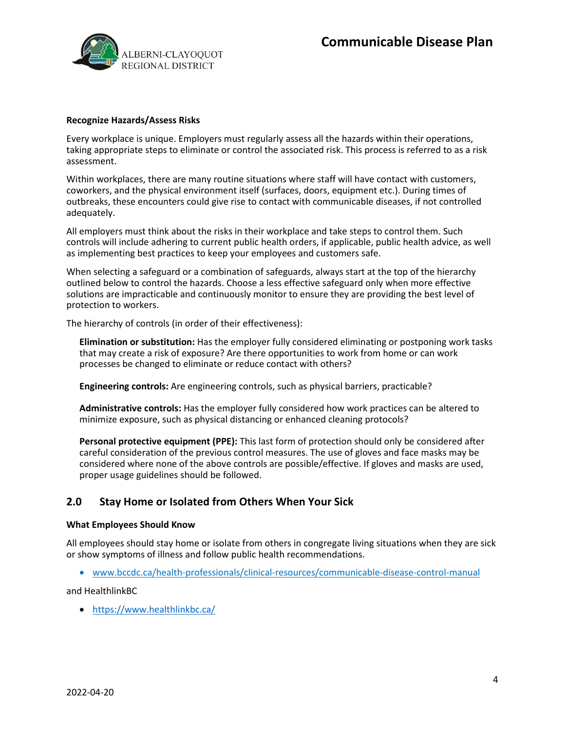**Recognize Hazards/Assess Risks**

Every workplace is unique. Employers must regularly assess all the hazards within their operations, taking appropriate steps to eliminate or control the associated risk. This process is referred to as a risk assessment.

Within workplaces, there are many routine situations where staff will have contact with customers, coworkers, and the physical environment itself (surfaces, doors, equipment etc.). During times of outbreaks, these encounters could give rise to contact with communicable diseases, if not controlled adequately.

All employers must think about the risks in their workplace and take steps to control them. Such controls will include adhering to current public health orders, if applicable, public health advice, as well as implementing best practices to keep your employees and customers safe.

When selecting a safeguard or a combination of safeguards, always start at the top of the hierarchy outlined below to control the hazards. Choose a less effective safeguard only when more effective solutions are impracticable and continuously monitor to ensure they are providing the best level of protection to workers.

The hierarchy of controls (in order of their effectiveness):

> **Elimination or substitution:** Has the employer fully considered eliminating or postponing work tasks that may create a risk of exposure? Are there opportunities to work from home or can work processes be changed to eliminate or reduce contact with others?
>
> **Engineering controls:** Are engineering controls, such as physical barriers, practicable?
>
> **Administrative controls:** Has the employer fully considered how work practices can be altered to minimize exposure, such as physical distancing or enhanced cleaning protocols?
>
> **Personal protective equipment (PPE):** This last form of protection should only be considered after careful consideration of the previous control measures. The use of gloves and face masks may be considered where none of the above controls are possible/effective. If gloves and masks are used, proper usage guidelines should be followed.

## 2.0 Stay Home or Isolated from Others When Your Sick

**What Employees Should Know**

All employees should stay home or isolate from others in congregate living situations when they are sick or show symptoms of illness and follow public health recommendations.

- www.bccdc.ca/health-professionals/clinical-resources/communicable-disease-control-manual

and HealthlinkBC

- https://www.healthlinkbc.ca/

2022-04-20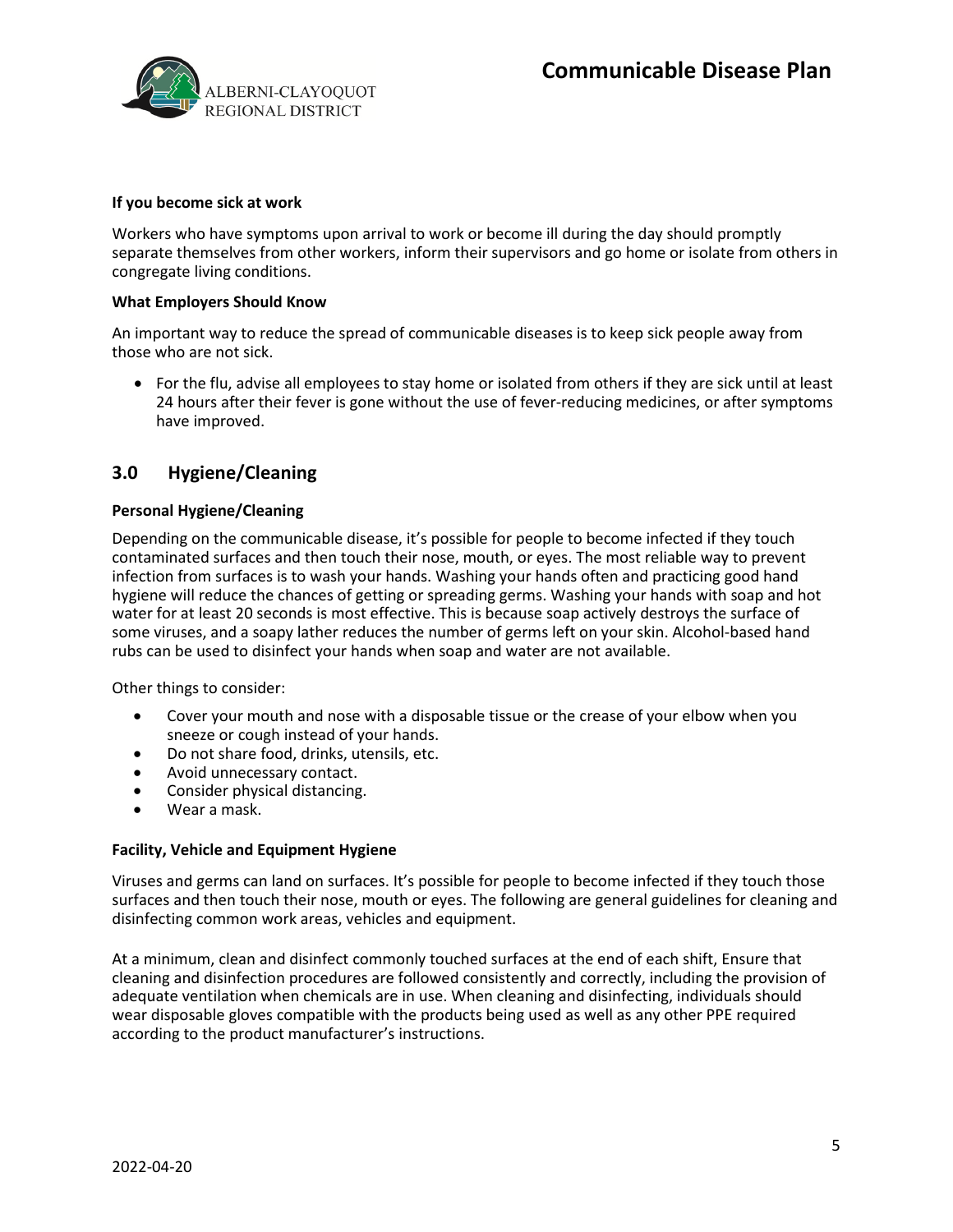**If you become sick at work**

Workers who have symptoms upon arrival to work or become ill during the day should promptly separate themselves from other workers, inform their supervisors and go home or isolate from others in congregate living conditions.

**What Employers Should Know**

An important way to reduce the spread of communicable diseases is to keep sick people away from those who are not sick.

- For the flu, advise all employees to stay home or isolated from others if they are sick until at least 24 hours after their fever is gone without the use of fever-reducing medicines, or after symptoms have improved.

## 3.0 Hygiene/Cleaning

**Personal Hygiene/Cleaning**

Depending on the communicable disease, it's possible for people to become infected if they touch contaminated surfaces and then touch their nose, mouth, or eyes. The most reliable way to prevent infection from surfaces is to wash your hands. Washing your hands often and practicing good hand hygiene will reduce the chances of getting or spreading germs. Washing your hands with soap and hot water for at least 20 seconds is most effective. This is because soap actively destroys the surface of some viruses, and a soapy lather reduces the number of germs left on your skin. Alcohol-based hand rubs can be used to disinfect your hands when soap and water are not available.

Other things to consider:

- Cover your mouth and nose with a disposable tissue or the crease of your elbow when you sneeze or cough instead of your hands.
- Do not share food, drinks, utensils, etc.
- Avoid unnecessary contact.
- Consider physical distancing.
- Wear a mask.

**Facility, Vehicle and Equipment Hygiene**

Viruses and germs can land on surfaces. It's possible for people to become infected if they touch those surfaces and then touch their nose, mouth or eyes. The following are general guidelines for cleaning and disinfecting common work areas, vehicles and equipment.

At a minimum, clean and disinfect commonly touched surfaces at the end of each shift, Ensure that cleaning and disinfection procedures are followed consistently and correctly, including the provision of adequate ventilation when chemicals are in use. When cleaning and disinfecting, individuals should wear disposable gloves compatible with the products being used as well as any other PPE required according to the product manufacturer's instructions.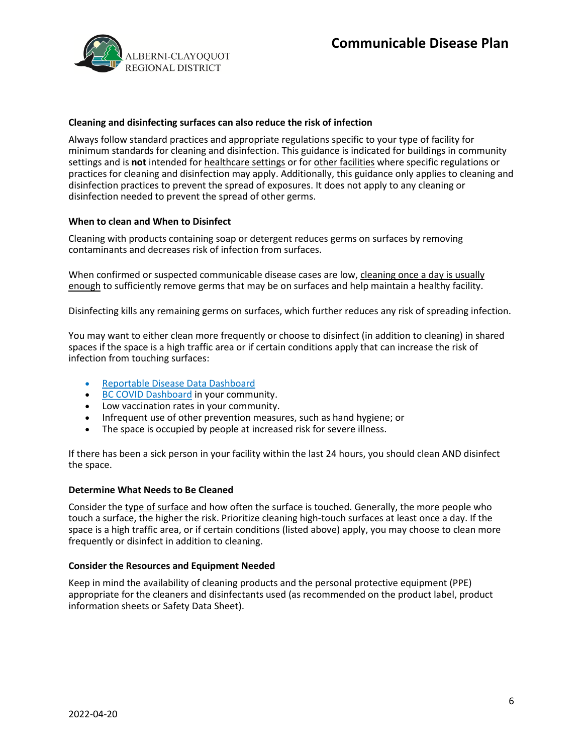### Cleaning and disinfecting surfaces can also reduce the risk of infection

Always follow standard practices and appropriate regulations specific to your type of facility for minimum standards for cleaning and disinfection. This guidance is indicated for buildings in community settings and is **not** intended for healthcare settings or for other facilities where specific regulations or practices for cleaning and disinfection may apply. Additionally, this guidance only applies to cleaning and disinfection practices to prevent the spread of exposures. It does not apply to any cleaning or disinfection needed to prevent the spread of other germs.

### When to clean and When to Disinfect

Cleaning with products containing soap or detergent reduces germs on surfaces by removing contaminants and decreases risk of infection from surfaces.

When confirmed or suspected communicable disease cases are low, cleaning once a day is usually enough to sufficiently remove germs that may be on surfaces and help maintain a healthy facility.

Disinfecting kills any remaining germs on surfaces, which further reduces any risk of spreading infection.

You may want to either clean more frequently or choose to disinfect (in addition to cleaning) in shared spaces if the space is a high traffic area or if certain conditions apply that can increase the risk of infection from touching surfaces:

- Reportable Disease Data Dashboard
- BC COVID Dashboard in your community.
- Low vaccination rates in your community.
- Infrequent use of other prevention measures, such as hand hygiene; or
- The space is occupied by people at increased risk for severe illness.

If there has been a sick person in your facility within the last 24 hours, you should clean AND disinfect the space.

### Determine What Needs to Be Cleaned

Consider the type of surface and how often the surface is touched. Generally, the more people who touch a surface, the higher the risk. Prioritize cleaning high-touch surfaces at least once a day. If the space is a high traffic area, or if certain conditions (listed above) apply, you may choose to clean more frequently or disinfect in addition to cleaning.

### Consider the Resources and Equipment Needed

Keep in mind the availability of cleaning products and the personal protective equipment (PPE) appropriate for the cleaners and disinfectants used (as recommended on the product label, product information sheets or Safety Data Sheet).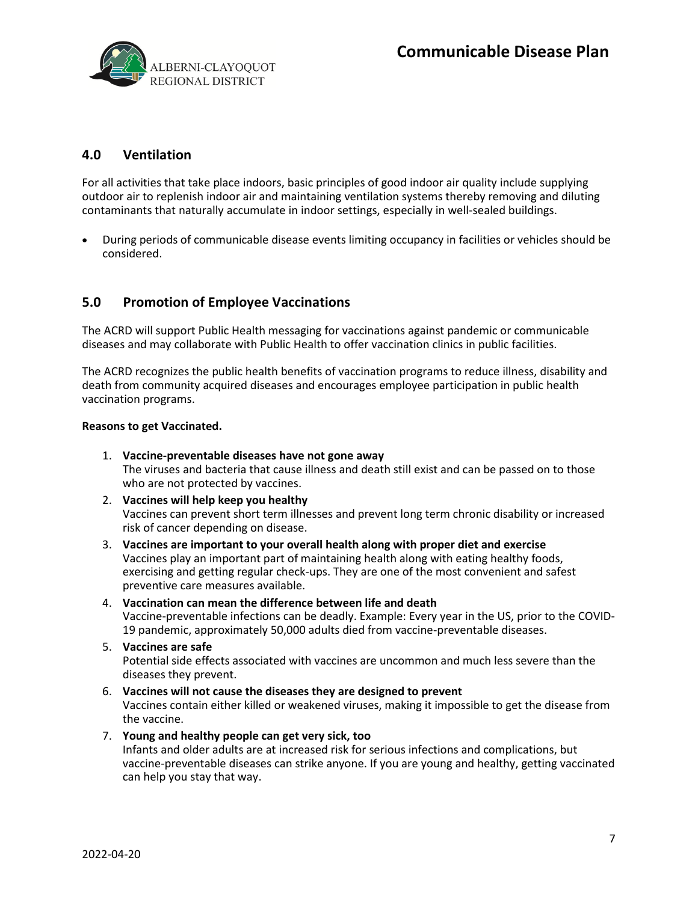## 4.0 Ventilation

For all activities that take place indoors, basic principles of good indoor air quality include supplying outdoor air to replenish indoor air and maintaining ventilation systems thereby removing and diluting contaminants that naturally accumulate in indoor settings, especially in well-sealed buildings.

- During periods of communicable disease events limiting occupancy in facilities or vehicles should be considered.

## 5.0 Promotion of Employee Vaccinations

The ACRD will support Public Health messaging for vaccinations against pandemic or communicable diseases and may collaborate with Public Health to offer vaccination clinics in public facilities.

The ACRD recognizes the public health benefits of vaccination programs to reduce illness, disability and death from community acquired diseases and encourages employee participation in public health vaccination programs.

**Reasons to get Vaccinated.**

1. **Vaccine-preventable diseases have not gone away**
   The viruses and bacteria that cause illness and death still exist and can be passed on to those who are not protected by vaccines.
2. **Vaccines will help keep you healthy**
   Vaccines can prevent short term illnesses and prevent long term chronic disability or increased risk of cancer depending on disease.
3. **Vaccines are important to your overall health along with proper diet and exercise**
   Vaccines play an important part of maintaining health along with eating healthy foods, exercising and getting regular check-ups. They are one of the most convenient and safest preventive care measures available.
4. **Vaccination can mean the difference between life and death**
   Vaccine-preventable infections can be deadly. Example: Every year in the US, prior to the COVID-19 pandemic, approximately 50,000 adults died from vaccine-preventable diseases.
5. **Vaccines are safe**
   Potential side effects associated with vaccines are uncommon and much less severe than the diseases they prevent.
6. **Vaccines will not cause the diseases they are designed to prevent**
   Vaccines contain either killed or weakened viruses, making it impossible to get the disease from the vaccine.
7. **Young and healthy people can get very sick, too**
   Infants and older adults are at increased risk for serious infections and complications, but vaccine-preventable diseases can strike anyone. If you are young and healthy, getting vaccinated can help you stay that way.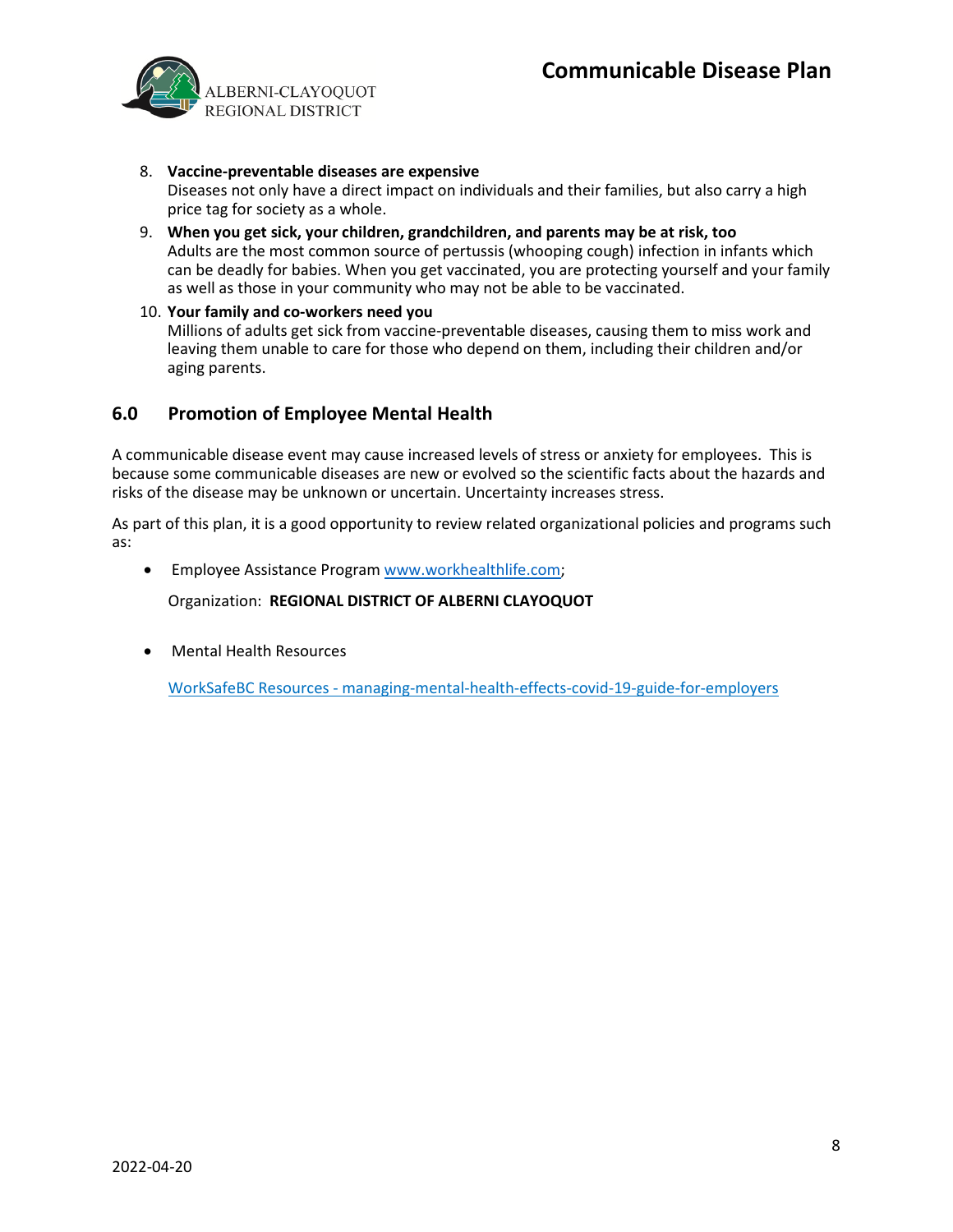8. **Vaccine-preventable diseases are expensive**
   Diseases not only have a direct impact on individuals and their families, but also carry a high price tag for society as a whole.
9. **When you get sick, your children, grandchildren, and parents may be at risk, too**
   Adults are the most common source of pertussis (whooping cough) infection in infants which can be deadly for babies. When you get vaccinated, you are protecting yourself and your family as well as those in your community who may not be able to be vaccinated.
10. **Your family and co-workers need you**
    Millions of adults get sick from vaccine-preventable diseases, causing them to miss work and leaving them unable to care for those who depend on them, including their children and/or aging parents.

## 6.0 Promotion of Employee Mental Health

A communicable disease event may cause increased levels of stress or anxiety for employees. This is because some communicable diseases are new or evolved so the scientific facts about the hazards and risks of the disease may be unknown or uncertain. Uncertainty increases stress.

As part of this plan, it is a good opportunity to review related organizational policies and programs such as:

- Employee Assistance Program [www.workhealthlife.com](www.workhealthlife.com);

  Organization: **REGIONAL DISTRICT OF ALBERNI CLAYOQUOT**

- Mental Health Resources

  [WorkSafeBC Resources - managing-mental-health-effects-covid-19-guide-for-employers]()

2022-04-20